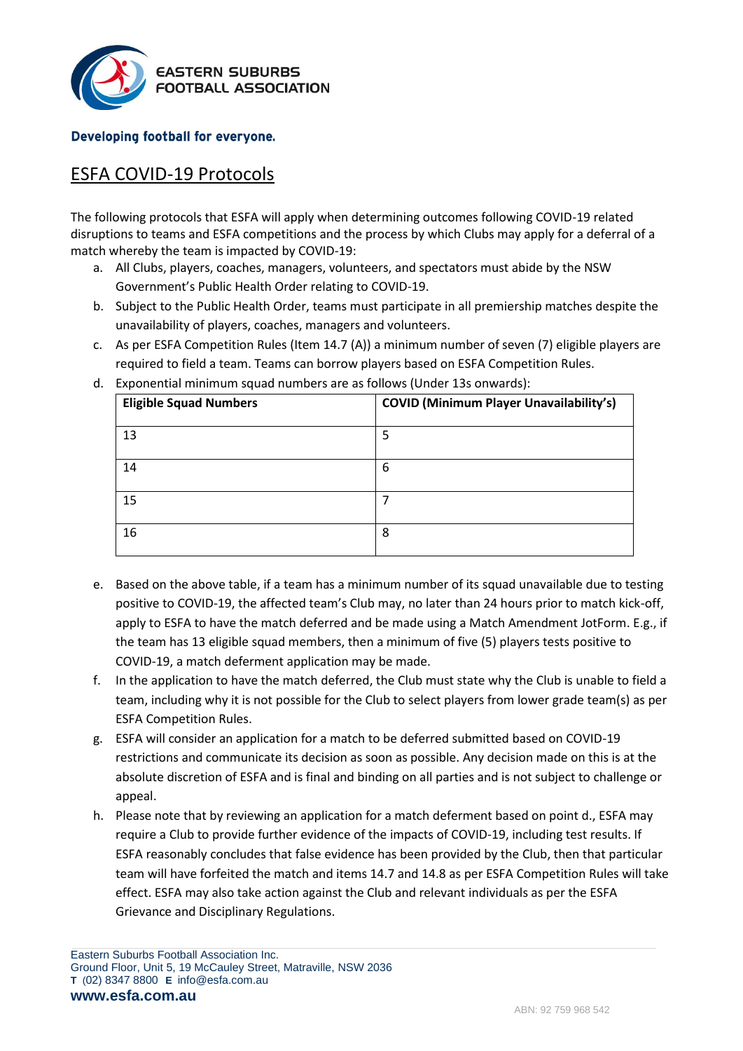EASTERN SUBURBS FOOTBALL ASSOCIATION

**Developing football for everyone.**

# ESFA COVID-19 Protocols

The following protocols that ESFA will apply when determining outcomes following COVID-19 related disruptions to teams and ESFA competitions and the process by which Clubs may apply for a deferral of a match whereby the team is impacted by COVID-19:

a. All Clubs, players, coaches, managers, volunteers, and spectators must abide by the NSW Government's Public Health Order relating to COVID-19.

b. Subject to the Public Health Order, teams must participate in all premiership matches despite the unavailability of players, coaches, managers and volunteers.

c. As per ESFA Competition Rules (Item 14.7 (A)) a minimum number of seven (7) eligible players are required to field a team. Teams can borrow players based on ESFA Competition Rules.

d. Exponential minimum squad numbers are as follows (Under 13s onwards):

| Eligible Squad Numbers | COVID (Minimum Player Unavailability's) |
|---|---|
| 13 | 5 |
| 14 | 6 |
| 15 | 7 |
| 16 | 8 |

e. Based on the above table, if a team has a minimum number of its squad unavailable due to testing positive to COVID-19, the affected team's Club may, no later than 24 hours prior to match kick-off, apply to ESFA to have the match deferred and be made using a Match Amendment JotForm. E.g., if the team has 13 eligible squad members, then a minimum of five (5) players tests positive to COVID-19, a match deferment application may be made.

f. In the application to have the match deferred, the Club must state why the Club is unable to field a team, including why it is not possible for the Club to select players from lower grade team(s) as per ESFA Competition Rules.

g. ESFA will consider an application for a match to be deferred submitted based on COVID-19 restrictions and communicate its decision as soon as possible. Any decision made on this is at the absolute discretion of ESFA and is final and binding on all parties and is not subject to challenge or appeal.

h. Please note that by reviewing an application for a match deferment based on point d., ESFA may require a Club to provide further evidence of the impacts of COVID-19, including test results. If ESFA reasonably concludes that false evidence has been provided by the Club, then that particular team will have forfeited the match and items 14.7 and 14.8 as per ESFA Competition Rules will take effect. ESFA may also take action against the Club and relevant individuals as per the ESFA Grievance and Disciplinary Regulations.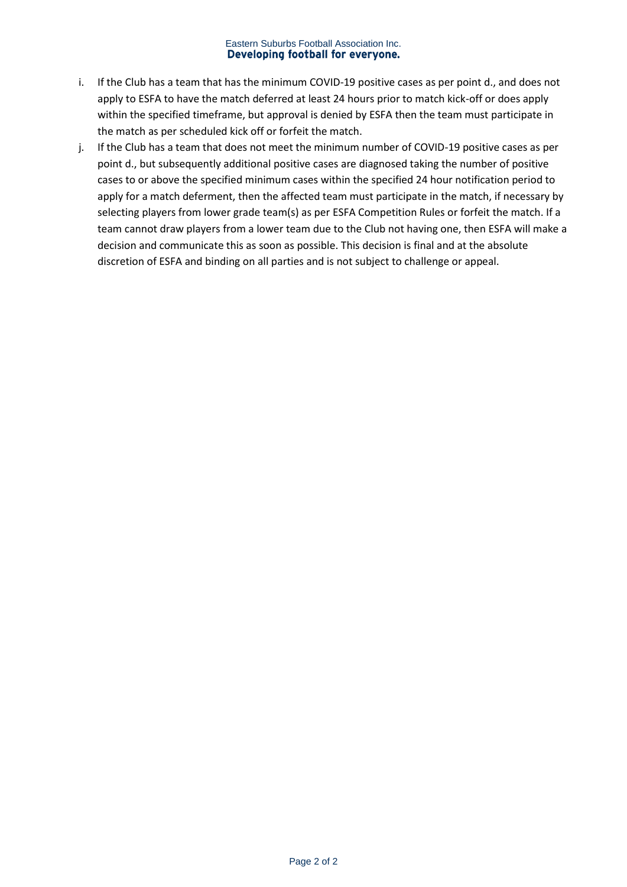i. If the Club has a team that has the minimum COVID-19 positive cases as per point d., and does not apply to ESFA to have the match deferred at least 24 hours prior to match kick-off or does apply within the specified timeframe, but approval is denied by ESFA then the team must participate in the match as per scheduled kick off or forfeit the match.

j. If the Club has a team that does not meet the minimum number of COVID-19 positive cases as per point d., but subsequently additional positive cases are diagnosed taking the number of positive cases to or above the specified minimum cases within the specified 24 hour notification period to apply for a match deferment, then the affected team must participate in the match, if necessary by selecting players from lower grade team(s) as per ESFA Competition Rules or forfeit the match. If a team cannot draw players from a lower team due to the Club not having one, then ESFA will make a decision and communicate this as soon as possible. This decision is final and at the absolute discretion of ESFA and binding on all parties and is not subject to challenge or appeal.